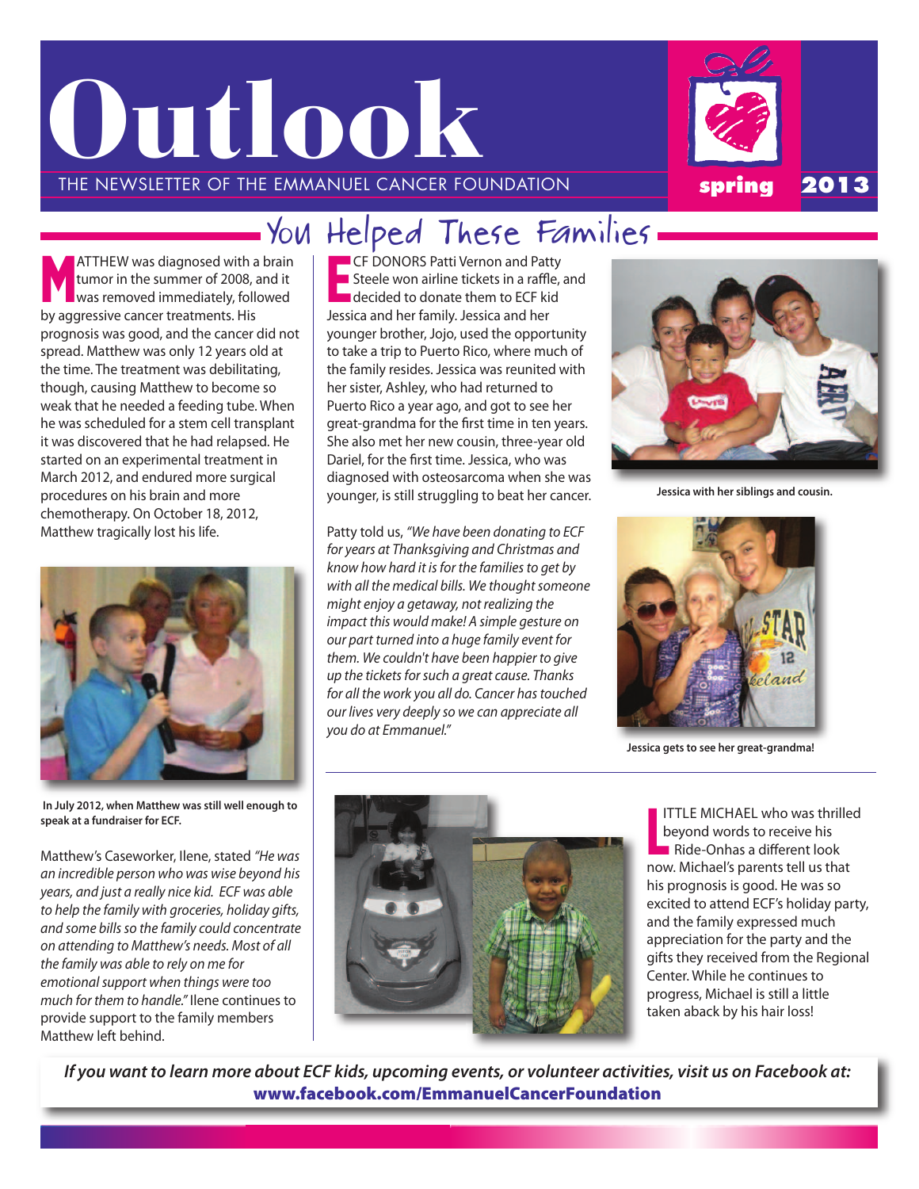# Outlook

THE NEWSLETTER OF THE EMMANUEL CANCER FOUNDATION

spring 2013

## You Helped These Families

MATTHEW was diagnosed with a brain tumor in the summer of 2008, and it was removed immediately, followed by aggressive cancer treatments. His prognosis was good, and the cancer did not spread. Matthew was only 12 years old at the time. The treatment was debilitating, though, causing Matthew to become so weak that he needed a feeding tube. When he was scheduled for a stem cell transplant it was discovered that he had relapsed. He started on an experimental treatment in March 2012, and endured more surgical procedures on his brain and more chemotherapy. On October 18, 2012, Matthew tragically lost his life.

**In July 2012, when Matthew was still well enough to speak at a fundraiser for ECF.**

Matthew's Caseworker, Ilene, stated *"He was an incredible person who was wise beyond his years, and just a really nice kid. ECF was able to help the family with groceries, holiday gifts, and some bills so the family could concentrate on attending to Matthew's needs. Most of all the family was able to rely on me for emotional support when things were too much for them to handle."* Ilene continues to provide support to the family members Matthew left behind.

ECF DONORS Patti Vernon and Patty Steele won airline tickets in a raffle, and decided to donate them to ECF kid Jessica and her family. Jessica and her younger brother, Jojo, used the opportunity to take a trip to Puerto Rico, where much of the family resides. Jessica was reunited with her sister, Ashley, who had returned to Puerto Rico a year ago, and got to see her great-grandma for the first time in ten years. She also met her new cousin, three-year old Dariel, for the first time. Jessica, who was diagnosed with osteosarcoma when she was younger, is still struggling to beat her cancer.

Patty told us, *"We have been donating to ECF for years at Thanksgiving and Christmas and know how hard it is for the families to get by with all the medical bills. We thought someone might enjoy a getaway, not realizing the impact this would make! A simple gesture on our part turned into a huge family event for them. We couldn't have been happier to give up the tickets for such a great cause. Thanks for all the work you all do. Cancer has touched our lives very deeply so we can appreciate all you do at Emmanuel."*

**Jessica with her siblings and cousin.**

**Jessica gets to see her great-grandma!**

LITTLE MICHAEL who was thrilled beyond words to receive his Ride-Onhas a different look now. Michael's parents tell us that his prognosis is good. He was so excited to attend ECF's holiday party, and the family expressed much appreciation for the party and the gifts they received from the Regional Center. While he continues to progress, Michael is still a little taken aback by his hair loss!

***If you want to learn more about ECF kids, upcoming events, or volunteer activities, visit us on Facebook at:***
**www.facebook.com/EmmanuelCancerFoundation**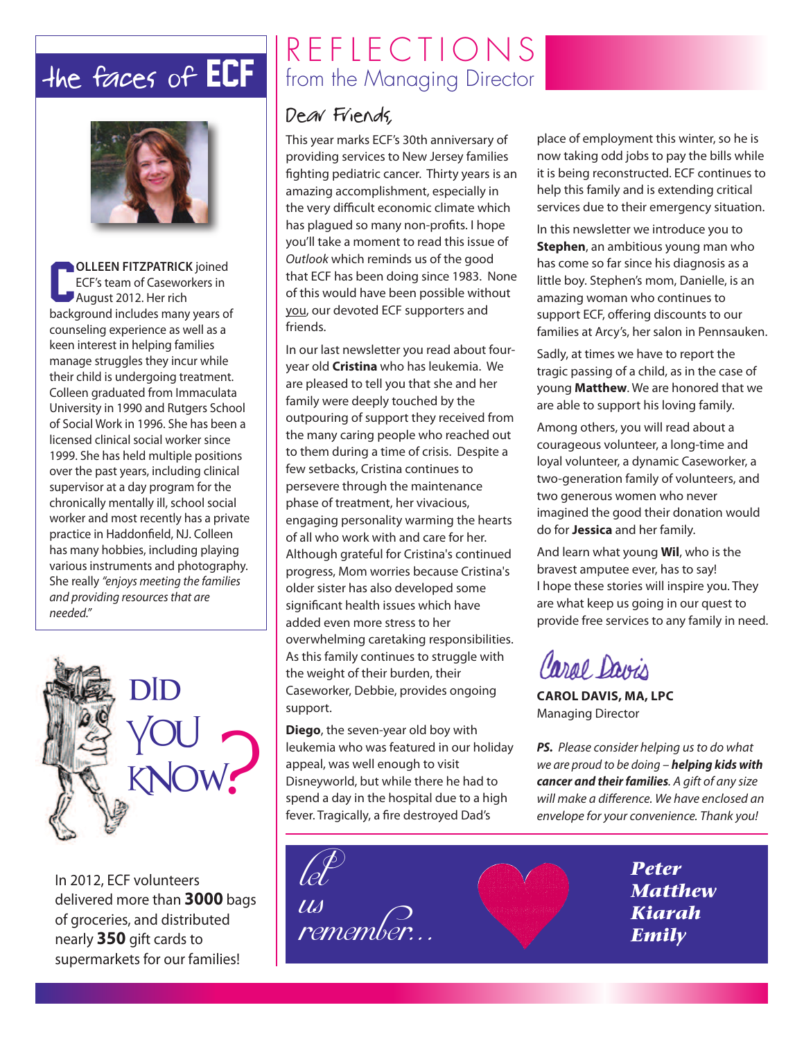## the faces of ECF

**COLLEEN FITZPATRICK** joined ECF's team of Caseworkers in August 2012. Her rich background includes many years of counseling experience as well as a keen interest in helping families manage struggles they incur while their child is undergoing treatment. Colleen graduated from Immaculata University in 1990 and Rutgers School of Social Work in 1996. She has been a licensed clinical social worker since 1999. She has held multiple positions over the past years, including clinical supervisor at a day program for the chronically mentally ill, school social worker and most recently has a private practice in Haddonfield, NJ. Colleen has many hobbies, including playing various instruments and photography. She really *"enjoys meeting the families and providing resources that are needed."*

## DID YOU KNOW?

In 2012, ECF volunteers delivered more than **3000** bags of groceries, and distributed nearly **350** gift cards to supermarkets for our families!

# REFLECTIONS from the Managing Director

Dear Friends,

This year marks ECF's 30th anniversary of providing services to New Jersey families fighting pediatric cancer. Thirty years is an amazing accomplishment, especially in the very difficult economic climate which has plagued so many non-profits. I hope you'll take a moment to read this issue of *Outlook* which reminds us of the good that ECF has been doing since 1983. None of this would have been possible without you, our devoted ECF supporters and friends.

In our last newsletter you read about four-year old **Cristina** who has leukemia. We are pleased to tell you that she and her family were deeply touched by the outpouring of support they received from the many caring people who reached out to them during a time of crisis. Despite a few setbacks, Cristina continues to persevere through the maintenance phase of treatment, her vivacious, engaging personality warming the hearts of all who work with and care for her. Although grateful for Cristina's continued progress, Mom worries because Cristina's older sister has also developed some significant health issues which have added even more stress to her overwhelming caretaking responsibilities. As this family continues to struggle with the weight of their burden, their Caseworker, Debbie, provides ongoing support.

**Diego**, the seven-year old boy with leukemia who was featured in our holiday appeal, was well enough to visit Disneyworld, but while there he had to spend a day in the hospital due to a high fever. Tragically, a fire destroyed Dad's place of employment this winter, so he is now taking odd jobs to pay the bills while it is being reconstructed. ECF continues to help this family and is extending critical services due to their emergency situation.

In this newsletter we introduce you to **Stephen**, an ambitious young man who has come so far since his diagnosis as a little boy. Stephen's mom, Danielle, is an amazing woman who continues to support ECF, offering discounts to our families at Arcy's, her salon in Pennsauken.

Sadly, at times we have to report the tragic passing of a child, as in the case of young **Matthew**. We are honored that we are able to support his loving family.

Among others, you will read about a courageous volunteer, a long-time and loyal volunteer, a dynamic Caseworker, a two-generation family of volunteers, and two generous women who never imagined the good their donation would do for **Jessica** and her family.

And learn what young **Wil**, who is the bravest amputee ever, has to say!
I hope these stories will inspire you. They are what keep us going in our quest to provide free services to any family in need.

*Carol Davis*

**CAROL DAVIS, MA, LPC**
Managing Director

***PS.*** *Please consider helping us to do what we are proud to be doing –* ***helping kids with cancer and their families****. A gift of any size will make a difference. We have enclosed an envelope for your convenience. Thank you!*

*let us remember...*

***Peter***
***Matthew***
***Kiarah***
***Emily***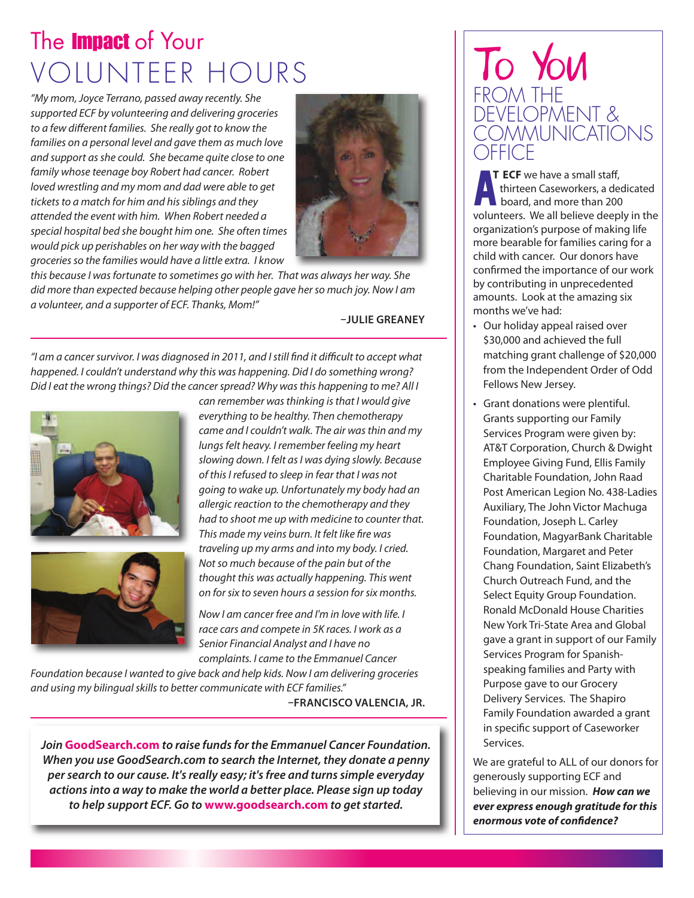# The **Impact** of Your VOLUNTEER HOURS

*"My mom, Joyce Terrano, passed away recently. She supported ECF by volunteering and delivering groceries to a few different families. She really got to know the families on a personal level and gave them as much love and support as she could. She became quite close to one family whose teenage boy Robert had cancer. Robert loved wrestling and my mom and dad were able to get tickets to a match for him and his siblings and they attended the event with him. When Robert needed a special hospital bed she bought him one. She often times would pick up perishables on her way with the bagged groceries so the families would have a little extra. I know this because I was fortunate to sometimes go with her. That was always her way. She did more than expected because helping other people gave her so much joy. Now I am a volunteer, and a supporter of ECF. Thanks, Mom!"*

**–JULIE GREANEY**

---

*"I am a cancer survivor. I was diagnosed in 2011, and I still find it difficult to accept what happened. I couldn't understand why this was happening. Did I do something wrong? Did I eat the wrong things? Did the cancer spread? Why was this happening to me? All I can remember was thinking is that I would give everything to be healthy. Then chemotherapy came and I couldn't walk. The air was thin and my lungs felt heavy. I remember feeling my heart slowing down. I felt as I was dying slowly. Because of this I refused to sleep in fear that I was not going to wake up. Unfortunately my body had an allergic reaction to the chemotherapy and they had to shoot me up with medicine to counter that. This made my veins burn. It felt like fire was traveling up my arms and into my body. I cried. Not so much because of the pain but of the thought this was actually happening. This went on for six to seven hours a session for six months.*

*Now I am cancer free and I'm in love with life. I race cars and compete in 5K races. I work as a Senior Financial Analyst and I have no complaints. I came to the Emmanuel Cancer Foundation because I wanted to give back and help kids. Now I am delivering groceries and using my bilingual skills to better communicate with ECF families."*

**–FRANCISCO VALENCIA, JR.**

---

***Join GoodSearch.com to raise funds for the Emmanuel Cancer Foundation. When you use GoodSearch.com to search the Internet, they donate a penny per search to our cause. It's really easy; it's free and turns simple everyday actions into a way to make the world a better place. Please sign up today to help support ECF. Go to www.goodsearch.com to get started.***

# To You FROM THE DEVELOPMENT & COMMUNICATIONS OFFICE

**AT ECF** we have a small staff, thirteen Caseworkers, a dedicated board, and more than 200 volunteers. We all believe deeply in the organization's purpose of making life more bearable for families caring for a child with cancer. Our donors have confirmed the importance of our work by contributing in unprecedented amounts. Look at the amazing six months we've had:

- Our holiday appeal raised over $30,000 and achieved the full matching grant challenge of $20,000 from the Independent Order of Odd Fellows New Jersey.
- Grant donations were plentiful. Grants supporting our Family Services Program were given by: AT&T Corporation, Church & Dwight Employee Giving Fund, Ellis Family Charitable Foundation, John Raad Post American Legion No. 438-Ladies Auxiliary, The John Victor Machuga Foundation, Joseph L. Carley Foundation, MagyarBank Charitable Foundation, Margaret and Peter Chang Foundation, Saint Elizabeth's Church Outreach Fund, and the Select Equity Group Foundation. Ronald McDonald House Charities New York Tri-State Area and Global gave a grant in support of our Family Services Program for Spanish-speaking families and Party with Purpose gave to our Grocery Delivery Services. The Shapiro Family Foundation awarded a grant in specific support of Caseworker Services.

We are grateful to ALL of our donors for generously supporting ECF and believing in our mission. ***How can we ever express enough gratitude for this enormous vote of confidence?***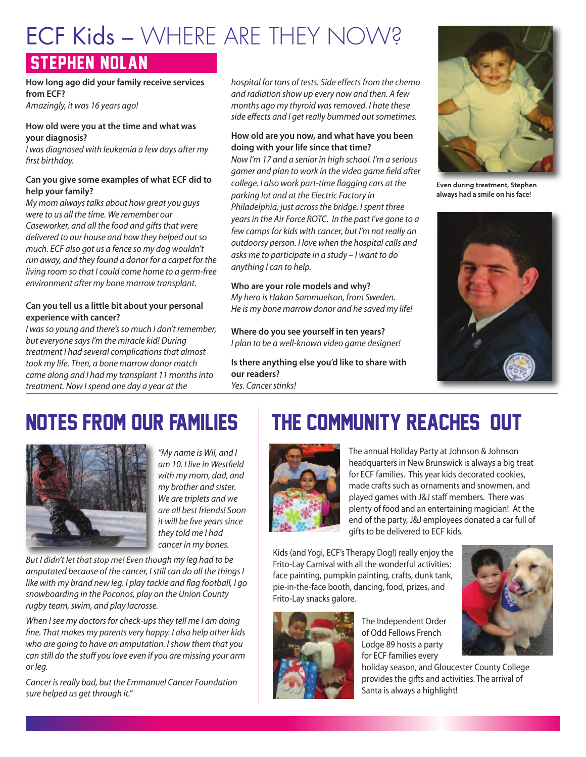# ECF Kids – WHERE ARE THEY NOW?

## STEPHEN NOLAN

**How long ago did your family receive services from ECF?**
*Amazingly, it was 16 years ago!*

**How old were you at the time and what was your diagnosis?**
*I was diagnosed with leukemia a few days after my first birthday.*

**Can you give some examples of what ECF did to help your family?**
*My mom always talks about how great you guys were to us all the time. We remember our Caseworker, and all the food and gifts that were delivered to our house and how they helped out so much. ECF also got us a fence so my dog wouldn't run away, and they found a donor for a carpet for the living room so that I could come home to a germ-free environment after my bone marrow transplant.*

**Can you tell us a little bit about your personal experience with cancer?**
*I was so young and there's so much I don't remember, but everyone says I'm the miracle kid! During treatment I had several complications that almost took my life. Then, a bone marrow donor match came along and I had my transplant 11 months into treatment. Now I spend one day a year at the hospital for tons of tests. Side effects from the chemo and radiation show up every now and then. A few months ago my thyroid was removed. I hate these side effects and I get really bummed out sometimes.*

**How old are you now, and what have you been doing with your life since that time?**
*Now I'm 17 and a senior in high school. I'm a serious gamer and plan to work in the video game field after college. I also work part-time flagging cars at the parking lot and at the Electric Factory in Philadelphia, just across the bridge. I spent three years in the Air Force ROTC. In the past I've gone to a few camps for kids with cancer, but I'm not really an outdoorsy person. I love when the hospital calls and asks me to participate in a study – I want to do anything I can to help.*

**Who are your role models and why?**
*My hero is Hakan Sammuelson, from Sweden. He is my bone marrow donor and he saved my life!*

**Where do you see yourself in ten years?**
*I plan to be a well-known video game designer!*

**Is there anything else you'd like to share with our readers?**
*Yes. Cancer stinks!*

**Even during treatment, Stephen always had a smile on his face!**

## NOTES FROM OUR FAMILIES

*"My name is Wil, and I am 10. I live in Westfield with my mom, dad, and my brother and sister. We are triplets and we are all best friends! Soon it will be five years since they told me I had cancer in my bones.*

*But I didn't let that stop me! Even though my leg had to be amputated because of the cancer, I still can do all the things I like with my brand new leg. I play tackle and flag football, I go snowboarding in the Poconos, play on the Union County rugby team, swim, and play lacrosse.*

*When I see my doctors for check-ups they tell me I am doing fine. That makes my parents very happy. I also help other kids who are going to have an amputation. I show them that you can still do the stuff you love even if you are missing your arm or leg.*

*Cancer is really bad, but the Emmanuel Cancer Foundation sure helped us get through it."*

## THE COMMUNITY REACHES OUT

The annual Holiday Party at Johnson & Johnson headquarters in New Brunswick is always a big treat for ECF families. This year kids decorated cookies, made crafts such as ornaments and snowmen, and played games with J&J staff members. There was plenty of food and an entertaining magician! At the end of the party, J&J employees donated a car full of gifts to be delivered to ECF kids.

Kids (and Yogi, ECF's Therapy Dog!) really enjoy the Frito-Lay Carnival with all the wonderful activities: face painting, pumpkin painting, crafts, dunk tank, pie-in-the-face booth, dancing, food, prizes, and Frito-Lay snacks galore.

The Independent Order of Odd Fellows French Lodge 89 hosts a party for ECF families every holiday season, and Gloucester County College provides the gifts and activities. The arrival of Santa is always a highlight!